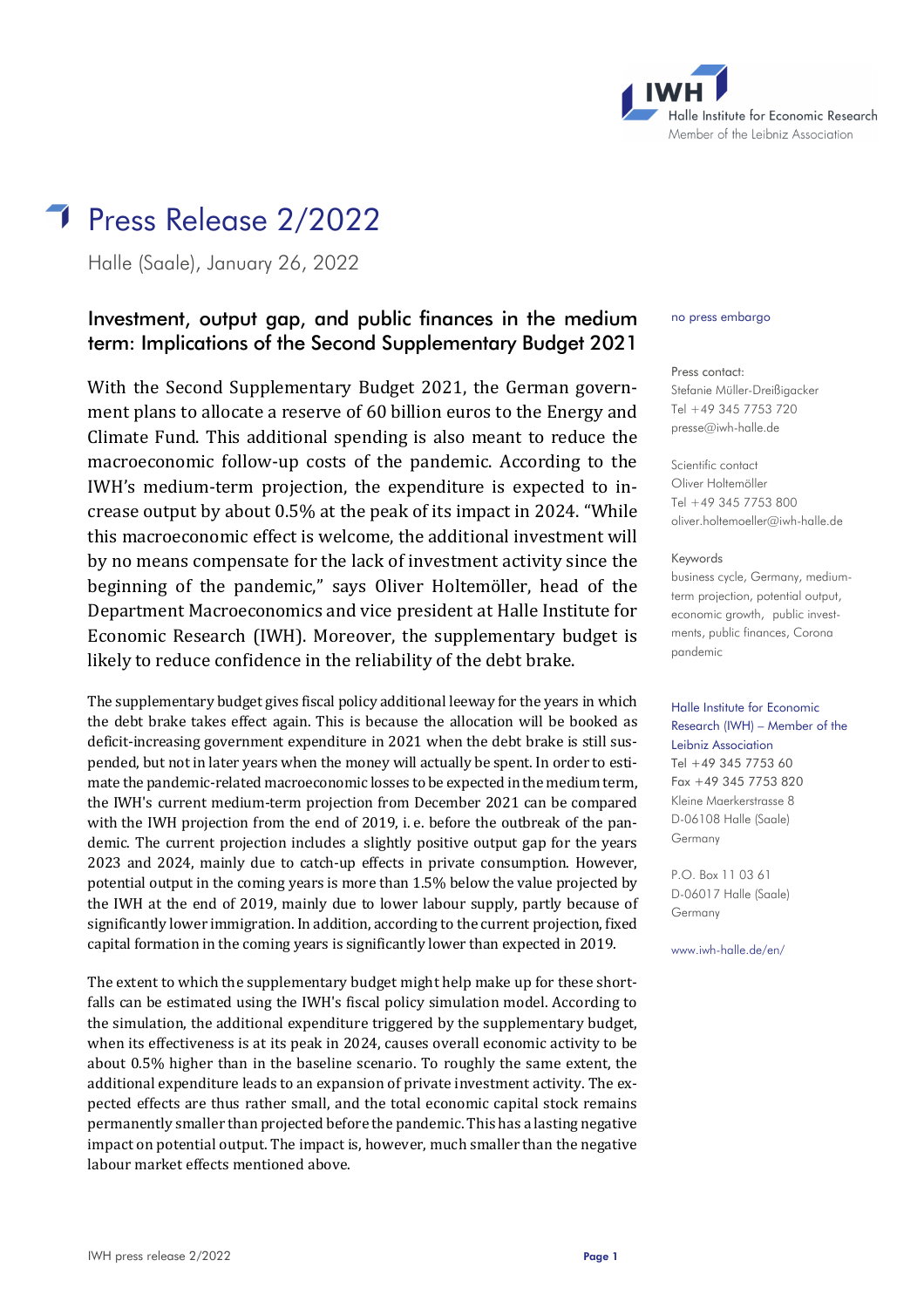Halle Institute for Economic Research
Member of the Leibniz Association

# Press Release 2/2022

Halle (Saale), January 26, 2022

## Investment, output gap, and public finances in the medium term: Implications of the Second Supplementary Budget 2021

With the Second Supplementary Budget 2021, the German government plans to allocate a reserve of 60 billion euros to the Energy and Climate Fund. This additional spending is also meant to reduce the macroeconomic follow-up costs of the pandemic. According to the IWH's medium-term projection, the expenditure is expected to increase output by about 0.5% at the peak of its impact in 2024. "While this macroeconomic effect is welcome, the additional investment will by no means compensate for the lack of investment activity since the beginning of the pandemic," says Oliver Holtemöller, head of the Department Macroeconomics and vice president at Halle Institute for Economic Research (IWH). Moreover, the supplementary budget is likely to reduce confidence in the reliability of the debt brake.

The supplementary budget gives fiscal policy additional leeway for the years in which the debt brake takes effect again. This is because the allocation will be booked as deficit-increasing government expenditure in 2021 when the debt brake is still suspended, but not in later years when the money will actually be spent. In order to estimate the pandemic-related macroeconomic losses to be expected in the medium term, the IWH's current medium-term projection from December 2021 can be compared with the IWH projection from the end of 2019, i. e. before the outbreak of the pandemic. The current projection includes a slightly positive output gap for the years 2023 and 2024, mainly due to catch-up effects in private consumption. However, potential output in the coming years is more than 1.5% below the value projected by the IWH at the end of 2019, mainly due to lower labour supply, partly because of significantly lower immigration. In addition, according to the current projection, fixed capital formation in the coming years is significantly lower than expected in 2019.

The extent to which the supplementary budget might help make up for these shortfalls can be estimated using the IWH's fiscal policy simulation model. According to the simulation, the additional expenditure triggered by the supplementary budget, when its effectiveness is at its peak in 2024, causes overall economic activity to be about 0.5% higher than in the baseline scenario. To roughly the same extent, the additional expenditure leads to an expansion of private investment activity. The expected effects are thus rather small, and the total economic capital stock remains permanently smaller than projected before the pandemic. This has a lasting negative impact on potential output. The impact is, however, much smaller than the negative labour market effects mentioned above.

no press embargo

Press contact:
Stefanie Müller-Dreißigacker
Tel +49 345 7753 720
presse@iwh-halle.de

Scientific contact
Oliver Holtemöller
Tel +49 345 7753 800
oliver.holtemoeller@iwh-halle.de

Keywords
business cycle, Germany, medium-term projection, potential output, economic growth, public investments, public finances, Corona pandemic

Halle Institute for Economic Research (IWH) – Member of the Leibniz Association
Tel +49 345 7753 60
Fax +49 345 7753 820
Kleine Maerkerstrasse 8
D-06108 Halle (Saale)
Germany

P.O. Box 11 03 61
D-06017 Halle (Saale)
Germany

www.iwh-halle.de/en/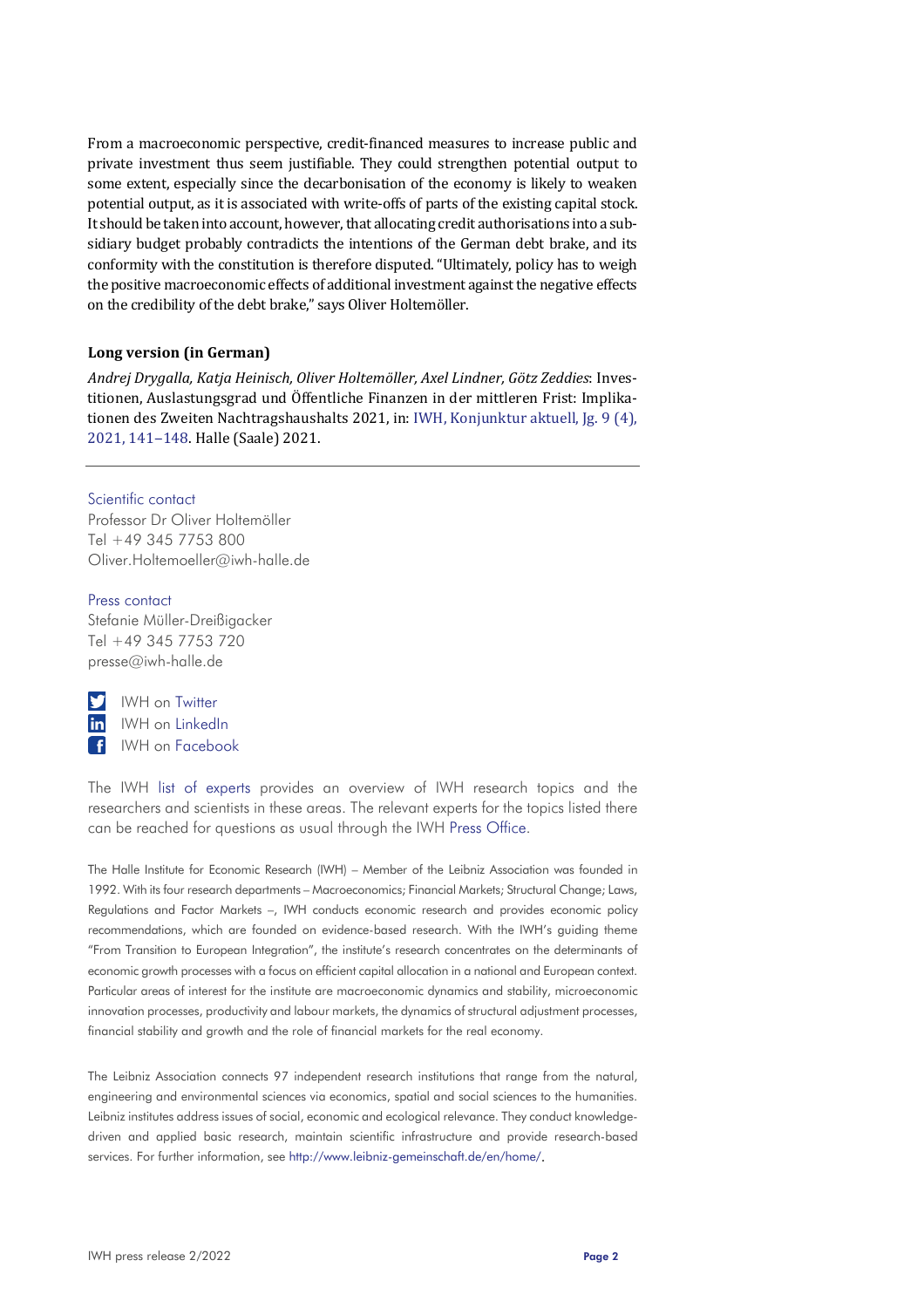From a macroeconomic perspective, credit-financed measures to increase public and private investment thus seem justifiable. They could strengthen potential output to some extent, especially since the decarbonisation of the economy is likely to weaken potential output, as it is associated with write-offs of parts of the existing capital stock. It should be taken into account, however, that allocating credit authorisations into a subsidiary budget probably contradicts the intentions of the German debt brake, and its conformity with the constitution is therefore disputed. "Ultimately, policy has to weigh the positive macroeconomic effects of additional investment against the negative effects on the credibility of the debt brake," says Oliver Holtemöller.

**Long version (in German)**

*Andrej Drygalla, Katja Heinisch, Oliver Holtemöller, Axel Lindner, Götz Zeddies*: Investitionen, Auslastungsgrad und Öffentliche Finanzen in der mittleren Frist: Implikationen des Zweiten Nachtragshaushalts 2021, in: IWH, Konjunktur aktuell, Jg. 9 (4), 2021, 141–148. Halle (Saale) 2021.

---

Scientific contact
Professor Dr Oliver Holtemöller
Tel +49 345 7753 800
Oliver.Holtemoeller@iwh-halle.de

Press contact
Stefanie Müller-Dreißigacker
Tel +49 345 7753 720
presse@iwh-halle.de

IWH on Twitter
IWH on LinkedIn
IWH on Facebook

The IWH list of experts provides an overview of IWH research topics and the researchers and scientists in these areas. The relevant experts for the topics listed there can be reached for questions as usual through the IWH Press Office.

The Halle Institute for Economic Research (IWH) – Member of the Leibniz Association was founded in 1992. With its four research departments – Macroeconomics; Financial Markets; Structural Change; Laws, Regulations and Factor Markets –, IWH conducts economic research and provides economic policy recommendations, which are founded on evidence-based research. With the IWH's guiding theme "From Transition to European Integration", the institute's research concentrates on the determinants of economic growth processes with a focus on efficient capital allocation in a national and European context. Particular areas of interest for the institute are macroeconomic dynamics and stability, microeconomic innovation processes, productivity and labour markets, the dynamics of structural adjustment processes, financial stability and growth and the role of financial markets for the real economy.

The Leibniz Association connects 97 independent research institutions that range from the natural, engineering and environmental sciences via economics, spatial and social sciences to the humanities. Leibniz institutes address issues of social, economic and ecological relevance. They conduct knowledge-driven and applied basic research, maintain scientific infrastructure and provide research-based services. For further information, see http://www.leibniz-gemeinschaft.de/en/home/.